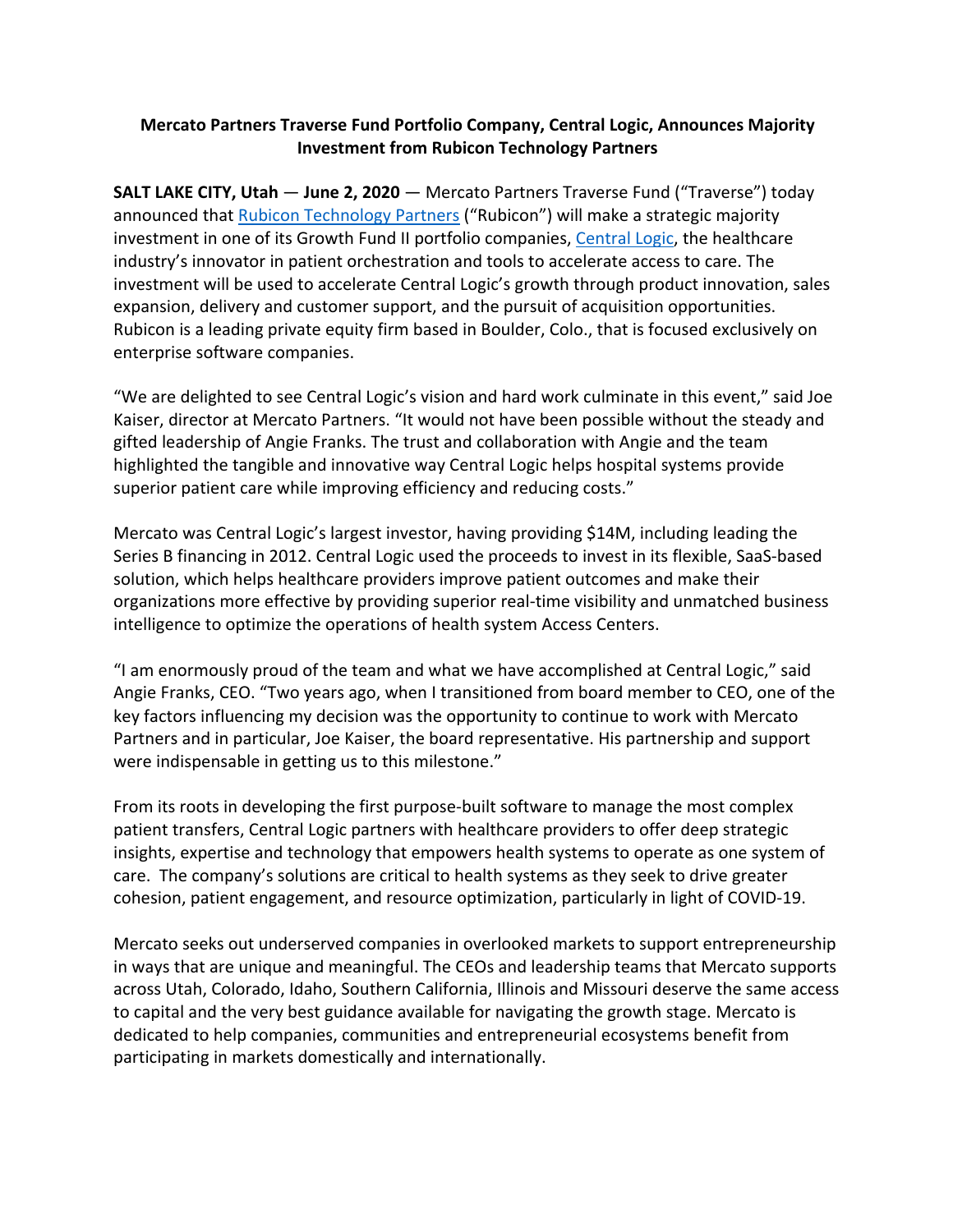**Mercato Partners Traverse Fund Portfolio Company, Central Logic, Announces Majority Investment from Rubicon Technology Partners**

**SALT LAKE CITY, Utah** — **June 2, 2020** — Mercato Partners Traverse Fund ("Traverse") today announced that Rubicon Technology Partners ("Rubicon") will make a strategic majority investment in one of its Growth Fund II portfolio companies, Central Logic, the healthcare industry's innovator in patient orchestration and tools to accelerate access to care. The investment will be used to accelerate Central Logic's growth through product innovation, sales expansion, delivery and customer support, and the pursuit of acquisition opportunities. Rubicon is a leading private equity firm based in Boulder, Colo., that is focused exclusively on enterprise software companies.

"We are delighted to see Central Logic's vision and hard work culminate in this event," said Joe Kaiser, director at Mercato Partners. "It would not have been possible without the steady and gifted leadership of Angie Franks. The trust and collaboration with Angie and the team highlighted the tangible and innovative way Central Logic helps hospital systems provide superior patient care while improving efficiency and reducing costs."

Mercato was Central Logic's largest investor, having providing $14M, including leading the Series B financing in 2012. Central Logic used the proceeds to invest in its flexible, SaaS-based solution, which helps healthcare providers improve patient outcomes and make their organizations more effective by providing superior real-time visibility and unmatched business intelligence to optimize the operations of health system Access Centers.

"I am enormously proud of the team and what we have accomplished at Central Logic," said Angie Franks, CEO. "Two years ago, when I transitioned from board member to CEO, one of the key factors influencing my decision was the opportunity to continue to work with Mercato Partners and in particular, Joe Kaiser, the board representative. His partnership and support were indispensable in getting us to this milestone."

From its roots in developing the first purpose-built software to manage the most complex patient transfers, Central Logic partners with healthcare providers to offer deep strategic insights, expertise and technology that empowers health systems to operate as one system of care. The company's solutions are critical to health systems as they seek to drive greater cohesion, patient engagement, and resource optimization, particularly in light of COVID-19.

Mercato seeks out underserved companies in overlooked markets to support entrepreneurship in ways that are unique and meaningful. The CEOs and leadership teams that Mercato supports across Utah, Colorado, Idaho, Southern California, Illinois and Missouri deserve the same access to capital and the very best guidance available for navigating the growth stage. Mercato is dedicated to help companies, communities and entrepreneurial ecosystems benefit from participating in markets domestically and internationally.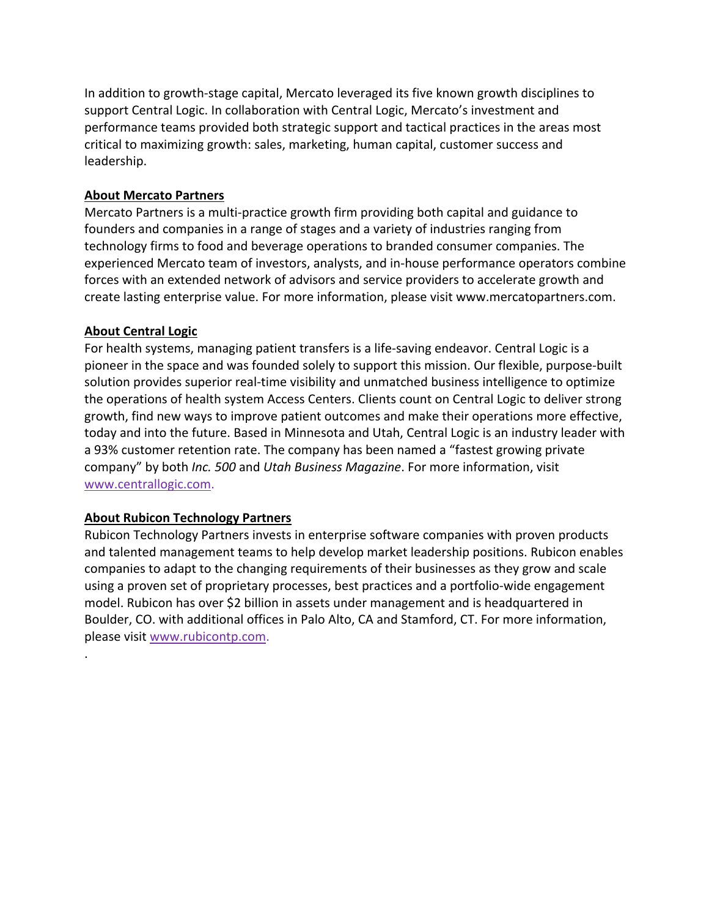In addition to growth-stage capital, Mercato leveraged its five known growth disciplines to support Central Logic. In collaboration with Central Logic, Mercato's investment and performance teams provided both strategic support and tactical practices in the areas most critical to maximizing growth: sales, marketing, human capital, customer success and leadership.

**About Mercato Partners**

Mercato Partners is a multi-practice growth firm providing both capital and guidance to founders and companies in a range of stages and a variety of industries ranging from technology firms to food and beverage operations to branded consumer companies. The experienced Mercato team of investors, analysts, and in-house performance operators combine forces with an extended network of advisors and service providers to accelerate growth and create lasting enterprise value. For more information, please visit www.mercatopartners.com.

**About Central Logic**

For health systems, managing patient transfers is a life-saving endeavor. Central Logic is a pioneer in the space and was founded solely to support this mission. Our flexible, purpose-built solution provides superior real-time visibility and unmatched business intelligence to optimize the operations of health system Access Centers. Clients count on Central Logic to deliver strong growth, find new ways to improve patient outcomes and make their operations more effective, today and into the future. Based in Minnesota and Utah, Central Logic is an industry leader with a 93% customer retention rate. The company has been named a "fastest growing private company" by both *Inc. 500* and *Utah Business Magazine*. For more information, visit www.centrallogic.com.

**About Rubicon Technology Partners**

Rubicon Technology Partners invests in enterprise software companies with proven products and talented management teams to help develop market leadership positions. Rubicon enables companies to adapt to the changing requirements of their businesses as they grow and scale using a proven set of proprietary processes, best practices and a portfolio-wide engagement model. Rubicon has over $2 billion in assets under management and is headquartered in Boulder, CO. with additional offices in Palo Alto, CA and Stamford, CT. For more information, please visit www.rubicontp.com.

.